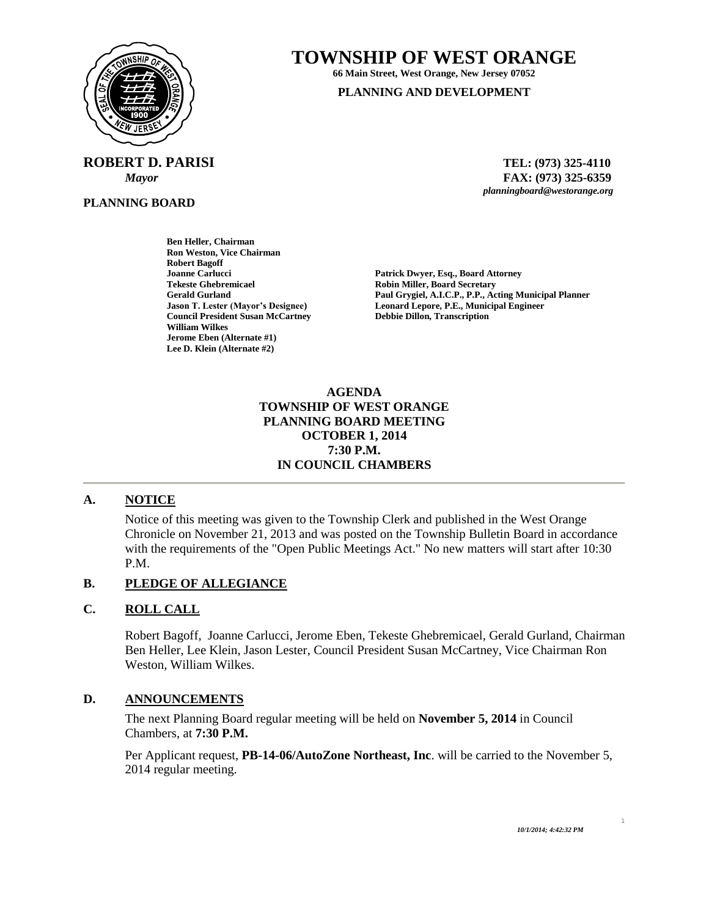# TOWNSHIP OF WEST ORANGE

**66 Main Street, West Orange, New Jersey 07052**

**PLANNING AND DEVELOPMENT**

**ROBERT D. PARISI**
*Mayor*

**TEL: (973) 325-4110**
**FAX: (973) 325-6359**
*planningboard@westorange.org*

**PLANNING BOARD**

**Ben Heller, Chairman**
**Ron Weston, Vice Chairman**
**Robert Bagoff**
**Joanne Carlucci**
**Tekeste Ghebremicael**
**Gerald Gurland**
**Jason T. Lester (Mayor's Designee)**
**Council President Susan McCartney**
**William Wilkes**
**Jerome Eben (Alternate #1)**
**Lee D. Klein (Alternate #2)**

**Patrick Dwyer, Esq., Board Attorney**
**Robin Miller, Board Secretary**
**Paul Grygiel, A.I.C.P., P.P., Acting Municipal Planner**
**Leonard Lepore, P.E., Municipal Engineer**
**Debbie Dillon, Transcription**

**AGENDA**
**TOWNSHIP OF WEST ORANGE**
**PLANNING BOARD MEETING**
**OCTOBER 1, 2014**
**7:30 P.M.**
**IN COUNCIL CHAMBERS**

---

## A. NOTICE

Notice of this meeting was given to the Township Clerk and published in the West Orange Chronicle on November 21, 2013 and was posted on the Township Bulletin Board in accordance with the requirements of the "Open Public Meetings Act." No new matters will start after 10:30 P.M.

## B. PLEDGE OF ALLEGIANCE

## C. ROLL CALL

Robert Bagoff, Joanne Carlucci, Jerome Eben, Tekeste Ghebremicael, Gerald Gurland, Chairman Ben Heller, Lee Klein, Jason Lester, Council President Susan McCartney, Vice Chairman Ron Weston, William Wilkes.

## D. ANNOUNCEMENTS

The next Planning Board regular meeting will be held on **November 5, 2014** in Council Chambers, at **7:30 P.M.**

Per Applicant request, **PB-14-06/AutoZone Northeast, Inc**. will be carried to the November 5, 2014 regular meeting.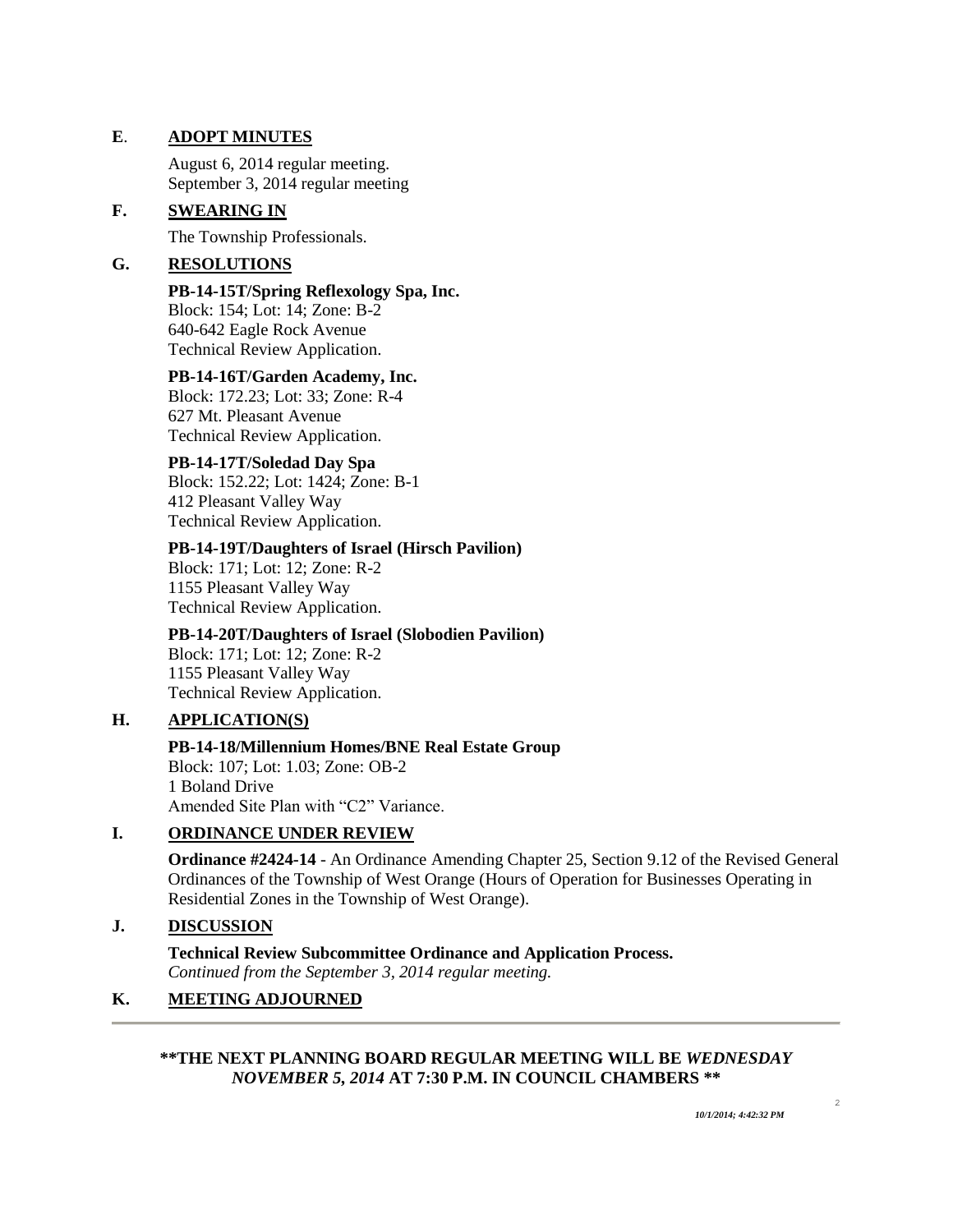## E. ADOPT MINUTES

August 6, 2014 regular meeting.
September 3, 2014 regular meeting

## F. SWEARING IN

The Township Professionals.

## G. RESOLUTIONS

**PB-14-15T/Spring Reflexology Spa, Inc.**
Block: 154; Lot: 14; Zone: B-2
640-642 Eagle Rock Avenue
Technical Review Application.

**PB-14-16T/Garden Academy, Inc.**
Block: 172.23; Lot: 33; Zone: R-4
627 Mt. Pleasant Avenue
Technical Review Application.

**PB-14-17T/Soledad Day Spa**
Block: 152.22; Lot: 1424; Zone: B-1
412 Pleasant Valley Way
Technical Review Application.

**PB-14-19T/Daughters of Israel (Hirsch Pavilion)**
Block: 171; Lot: 12; Zone: R-2
1155 Pleasant Valley Way
Technical Review Application.

**PB-14-20T/Daughters of Israel (Slobodien Pavilion)**
Block: 171; Lot: 12; Zone: R-2
1155 Pleasant Valley Way
Technical Review Application.

## H. APPLICATION(S)

**PB-14-18/Millennium Homes/BNE Real Estate Group**
Block: 107; Lot: 1.03; Zone: OB-2
1 Boland Drive
Amended Site Plan with "C2" Variance.

## I. ORDINANCE UNDER REVIEW

**Ordinance #2424-14** - An Ordinance Amending Chapter 25, Section 9.12 of the Revised General Ordinances of the Township of West Orange (Hours of Operation for Businesses Operating in Residential Zones in the Township of West Orange).

## J. DISCUSSION

**Technical Review Subcommittee Ordinance and Application Process.**
*Continued from the September 3, 2014 regular meeting.*

## K. MEETING ADJOURNED

---

**\*\*THE NEXT PLANNING BOARD REGULAR MEETING WILL BE *WEDNESDAY NOVEMBER 5, 2014* AT 7:30 P.M. IN COUNCIL CHAMBERS \*\***

*10/1/2014; 4:42:32 PM*